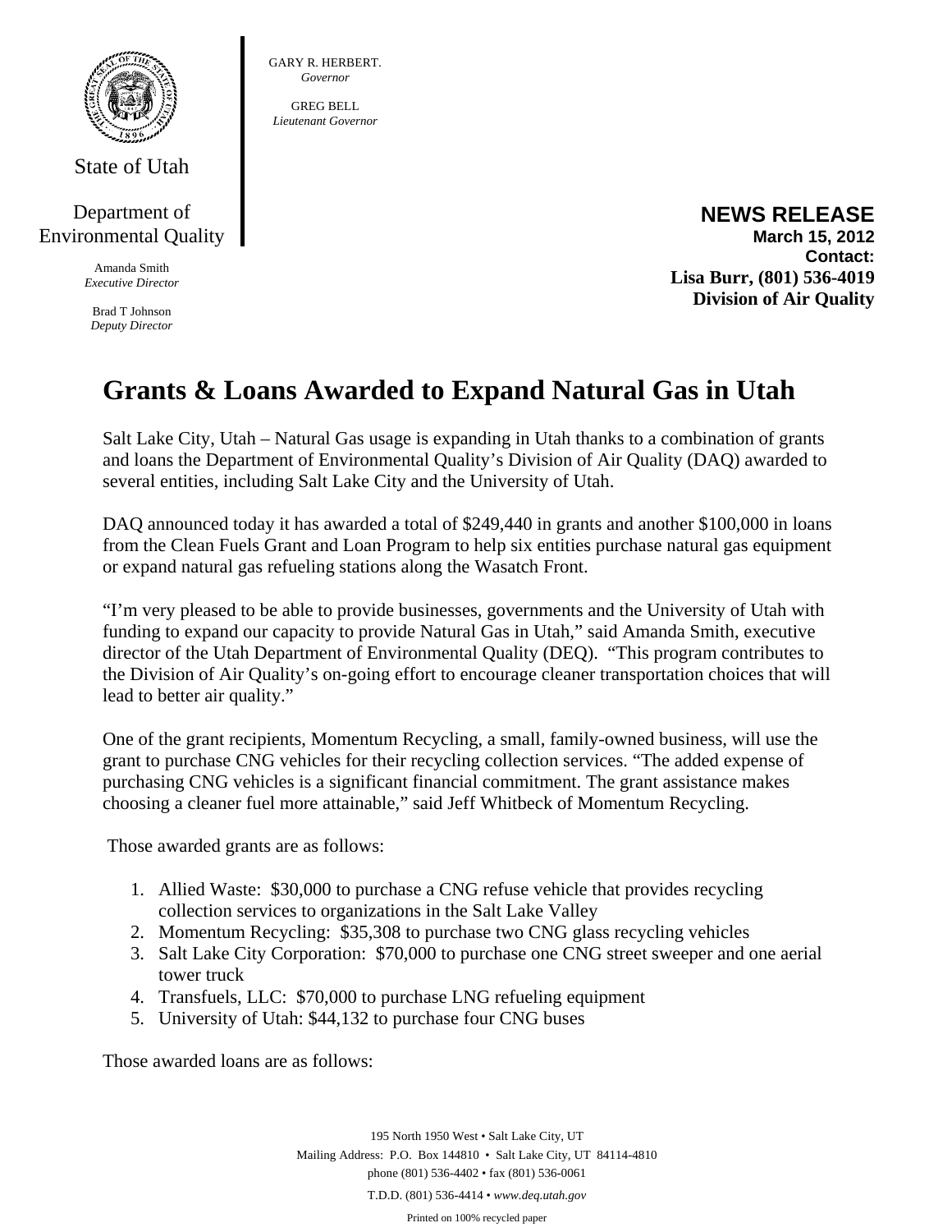State of Utah

Department of Environmental Quality

Amanda Smith
*Executive Director*

Brad T Johnson
*Deputy Director*

GARY R. HERBERT.
*Governor*

GREG BELL
*Lieutenant Governor*

**NEWS RELEASE**
**March 15, 2012**
**Contact:**
**Lisa Burr, (801) 536-4019**
**Division of Air Quality**

# Grants & Loans Awarded to Expand Natural Gas in Utah

Salt Lake City, Utah – Natural Gas usage is expanding in Utah thanks to a combination of grants and loans the Department of Environmental Quality's Division of Air Quality (DAQ) awarded to several entities, including Salt Lake City and the University of Utah.

DAQ announced today it has awarded a total of $249,440 in grants and another $100,000 in loans from the Clean Fuels Grant and Loan Program to help six entities purchase natural gas equipment or expand natural gas refueling stations along the Wasatch Front.

"I'm very pleased to be able to provide businesses, governments and the University of Utah with funding to expand our capacity to provide Natural Gas in Utah," said Amanda Smith, executive director of the Utah Department of Environmental Quality (DEQ). "This program contributes to the Division of Air Quality's on-going effort to encourage cleaner transportation choices that will lead to better air quality."

One of the grant recipients, Momentum Recycling, a small, family-owned business, will use the grant to purchase CNG vehicles for their recycling collection services. "The added expense of purchasing CNG vehicles is a significant financial commitment. The grant assistance makes choosing a cleaner fuel more attainable," said Jeff Whitbeck of Momentum Recycling.

Those awarded grants are as follows:

1. Allied Waste: $30,000 to purchase a CNG refuse vehicle that provides recycling collection services to organizations in the Salt Lake Valley
2. Momentum Recycling: $35,308 to purchase two CNG glass recycling vehicles
3. Salt Lake City Corporation: $70,000 to purchase one CNG street sweeper and one aerial tower truck
4. Transfuels, LLC: $70,000 to purchase LNG refueling equipment
5. University of Utah: $44,132 to purchase four CNG buses

Those awarded loans are as follows:

195 North 1950 West • Salt Lake City, UT
Mailing Address: P.O. Box 144810 • Salt Lake City, UT 84114-4810
phone (801) 536-4402 • fax (801) 536-0061
T.D.D. (801) 536-4414 • *www.deq.utah.gov*
Printed on 100% recycled paper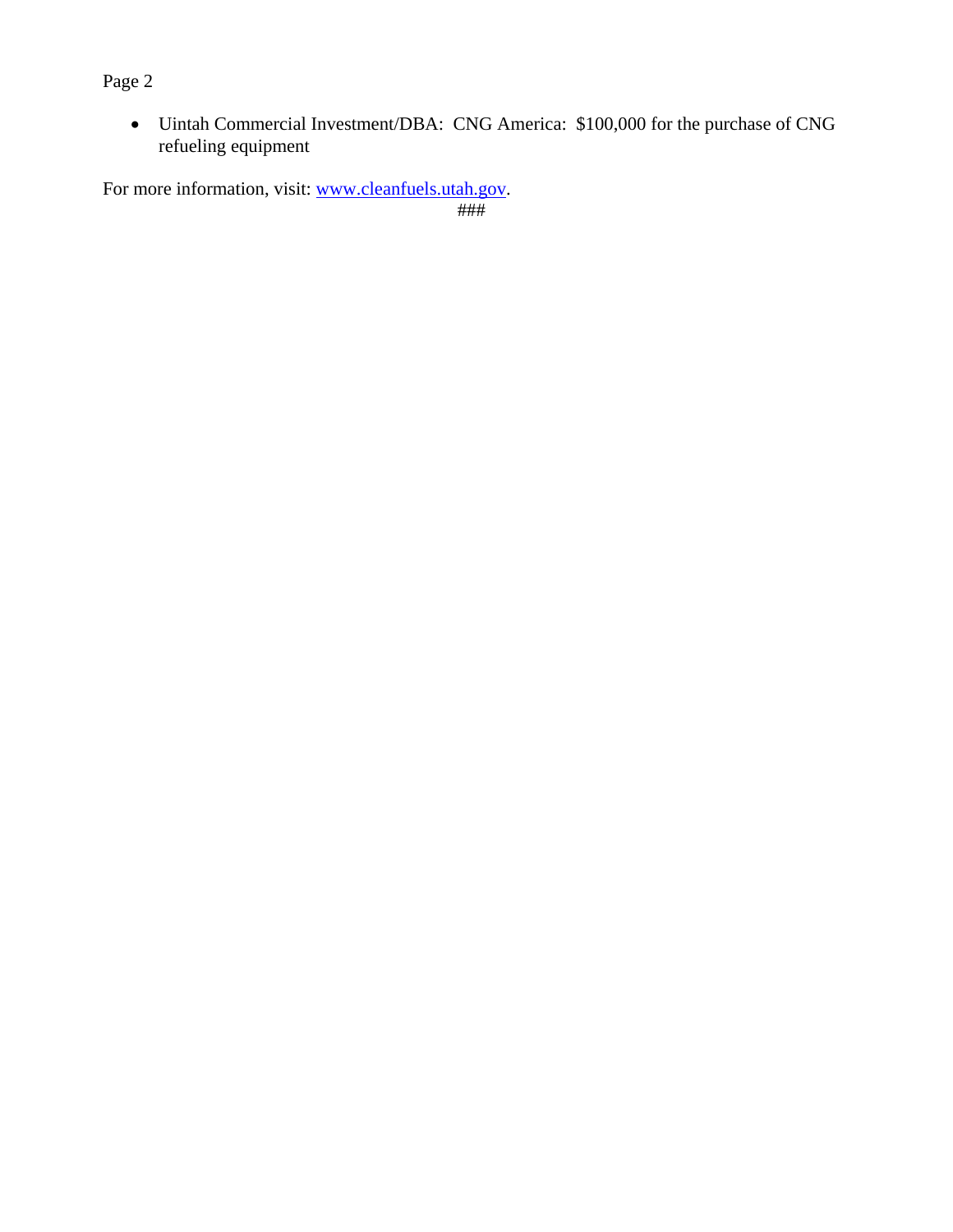- Uintah Commercial Investment/DBA: CNG America: $100,000 for the purchase of CNG refueling equipment

For more information, visit: [www.cleanfuels.utah.gov](http://www.cleanfuels.utah.gov).

###